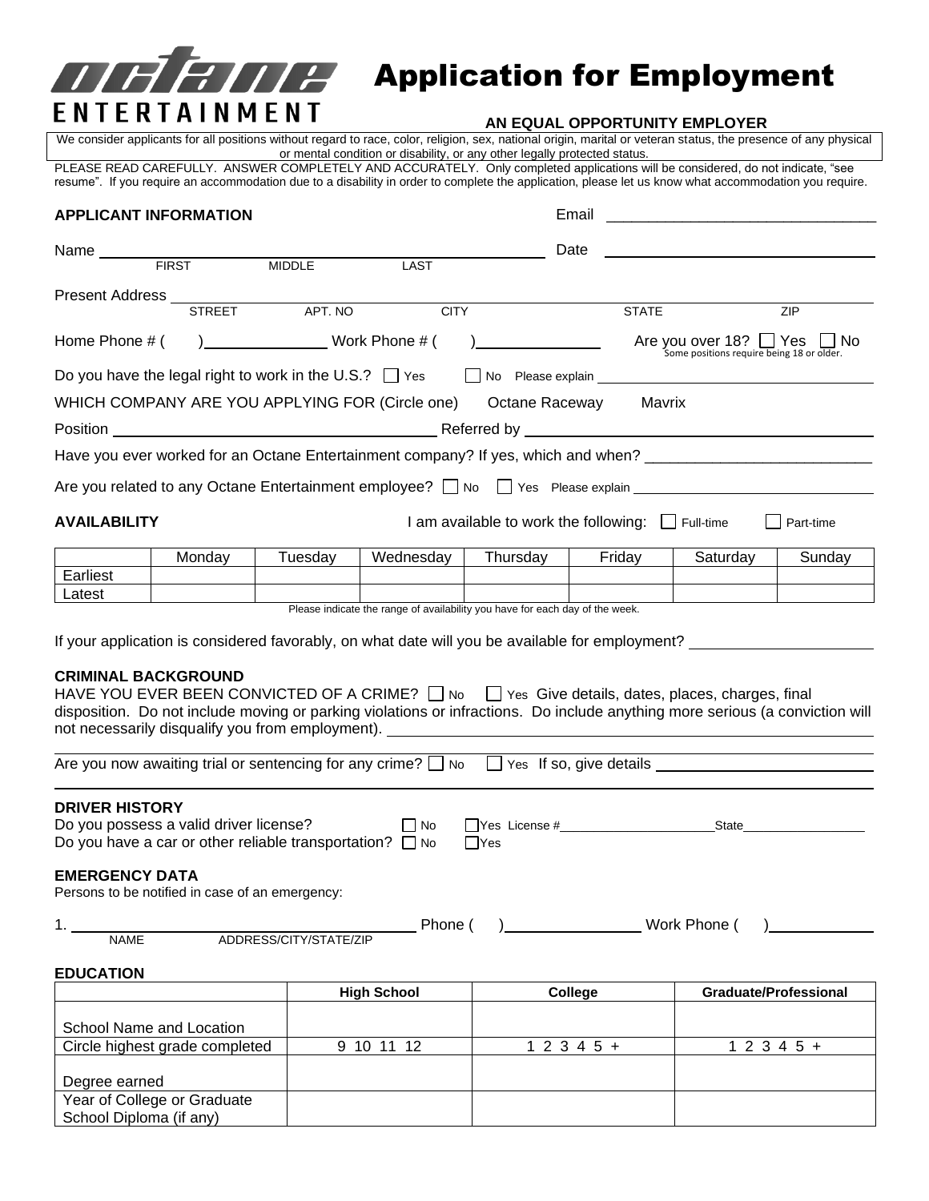# Octane Entertainment

# Application for Employment

**AN EQUAL OPPORTUNITY EMPLOYER**

We consider applicants for all positions without regard to race, color, religion, sex, national origin, marital or veteran status, the presence of any physical or mental condition or disability, or any other legally protected status.

PLEASE READ CAREFULLY. ANSWER COMPLETELY AND ACCURATELY. Only completed applications will be considered, do not indicate, "see resume". If you require an accommodation due to a disability in order to complete the application, please let us know what accommodation you require.

## APPLICANT INFORMATION

Email ________________________________

Name ________________________________ Date ________________________________
FIRST MIDDLE LAST

Present Address ________________________________
STREET APT. NO CITY STATE ZIP

Home Phone # ( ) ______________ Work Phone # ( ) ______________ Are you over 18? ☐ Yes ☐ No
Some positions require being 18 or older.

Do you have the legal right to work in the U.S.? ☐ Yes ☐ No Please explain ________________________________

WHICH COMPANY ARE YOU APPLYING FOR (Circle one) Octane Raceway Mavrix

Position ________________________________ Referred by ________________________________

Have you ever worked for an Octane Entertainment company? If yes, which and when? ________________________________

Are you related to any Octane Entertainment employee? ☐ No ☐ Yes Please explain ________________________________

## AVAILABILITY

I am available to work the following: ☐ Full-time ☐ Part-time

| | Monday | Tuesday | Wednesday | Thursday | Friday | Saturday | Sunday |
|---|---|---|---|---|---|---|---|
| Earliest | | | | | | | |
| Latest | | | | | | | |

Please indicate the range of availability you have for each day of the week.

If your application is considered favorably, on what date will you be available for employment? ______________________

## CRIMINAL BACKGROUND

HAVE YOU EVER BEEN CONVICTED OF A CRIME? ☐ No ☐ Yes Give details, dates, places, charges, final disposition. Do not include moving or parking violations or infractions. Do include anything more serious (a conviction will not necessarily disqualify you from employment). ________________________________

________________________________

Are you now awaiting trial or sentencing for any crime? ☐ No ☐ Yes If so, give details ________________________________

________________________________

## DRIVER HISTORY

Do you possess a valid driver license? ☐ No ☐ Yes License # ______________________ State ________________

Do you have a car or other reliable transportation? ☐ No ☐ Yes

## EMERGENCY DATA

Persons to be notified in case of an emergency:

1. ________________________________ Phone ( ) ________________ Work Phone ( ) ____________
NAME ADDRESS/CITY/STATE/ZIP

## EDUCATION

| | High School | College | Graduate/Professional |
|---|---|---|---|
| School Name and Location | | | |
| Circle highest grade completed | 9 10 11 12 | 1 2 3 4 5 + | 1 2 3 4 5 + |
| Degree earned | | | |
| Year of College or Graduate School Diploma (if any) | | | |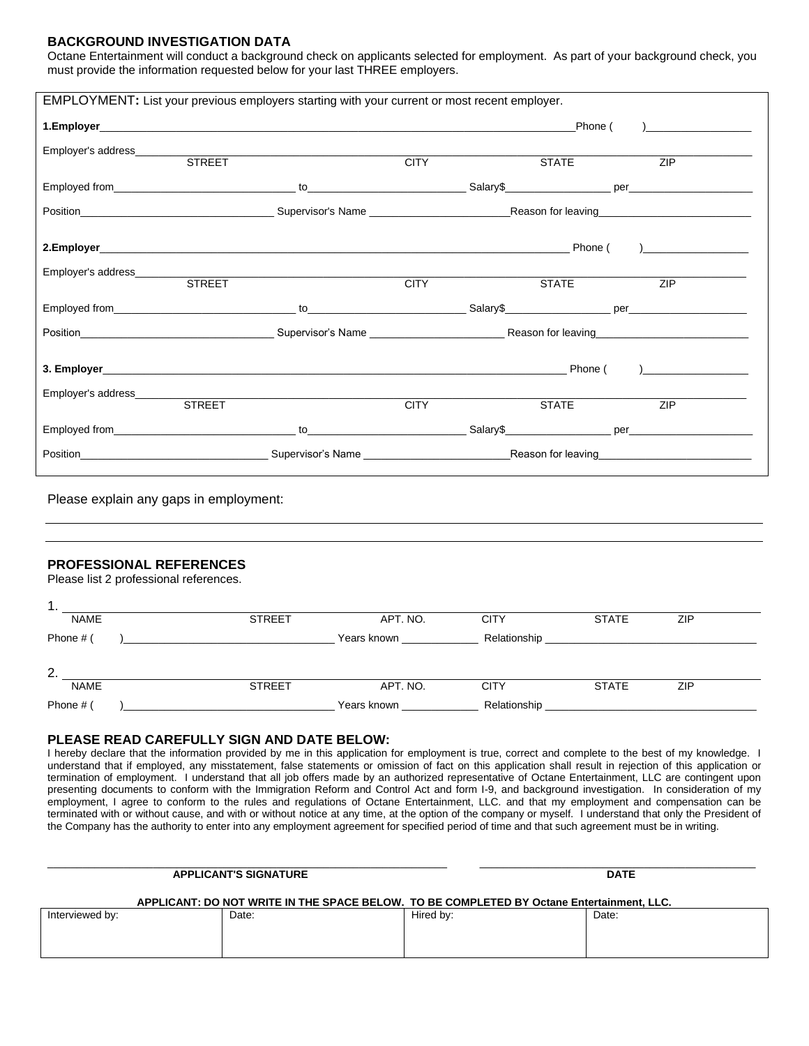## BACKGROUND INVESTIGATION DATA

Octane Entertainment will conduct a background check on applicants selected for employment. As part of your background check, you must provide the information requested below for your last THREE employers.

EMPLOYMENT**:** List your previous employers starting with your current or most recent employer.

**1.Employer**\_\_\_\_\_\_\_\_\_\_\_\_\_\_\_\_\_\_\_\_\_\_\_\_\_\_\_\_\_\_\_\_\_\_\_\_\_\_\_\_ Phone ( )\_\_\_\_\_\_\_\_\_\_\_\_\_\_\_\_\_\_

Employer's address\_\_\_\_\_\_\_\_\_\_\_\_\_\_\_\_\_\_\_\_\_\_\_\_\_\_\_\_\_\_\_\_\_\_\_\_\_\_\_\_\_\_\_\_\_\_\_\_\_\_

STREET CITY STATE ZIP

Employed from\_\_\_\_\_\_\_\_\_\_\_\_\_\_\_\_\_\_\_\_ to\_\_\_\_\_\_\_\_\_\_\_\_\_\_\_\_\_\_\_\_ Salary$\_\_\_\_\_\_\_\_\_\_\_\_\_ per\_\_\_\_\_\_\_\_\_\_\_\_\_\_\_\_

Position\_\_\_\_\_\_\_\_\_\_\_\_\_\_\_\_\_\_\_\_\_\_ Supervisor's Name \_\_\_\_\_\_\_\_\_\_\_\_\_\_\_\_\_\_ Reason for leaving\_\_\_\_\_\_\_\_\_\_\_\_\_\_\_\_\_\_\_\_

**2.Employer**\_\_\_\_\_\_\_\_\_\_\_\_\_\_\_\_\_\_\_\_\_\_\_\_\_\_\_\_\_\_\_\_\_\_\_\_\_\_\_\_ Phone ( )\_\_\_\_\_\_\_\_\_\_\_\_\_\_\_\_\_\_

Employer's address\_\_\_\_\_\_\_\_\_\_\_\_\_\_\_\_\_\_\_\_\_\_\_\_\_\_\_\_\_\_\_\_\_\_\_\_\_\_\_\_\_\_\_\_\_\_\_\_\_\_

STREET CITY STATE ZIP

Employed from\_\_\_\_\_\_\_\_\_\_\_\_\_\_\_\_\_\_\_\_ to\_\_\_\_\_\_\_\_\_\_\_\_\_\_\_\_\_\_\_\_ Salary$\_\_\_\_\_\_\_\_\_\_\_\_\_ per\_\_\_\_\_\_\_\_\_\_\_\_\_\_\_\_

Position\_\_\_\_\_\_\_\_\_\_\_\_\_\_\_\_\_\_\_\_\_\_ Supervisor's Name \_\_\_\_\_\_\_\_\_\_\_\_\_\_\_\_\_\_ Reason for leaving\_\_\_\_\_\_\_\_\_\_\_\_\_\_\_\_\_\_\_\_

**3. Employer**\_\_\_\_\_\_\_\_\_\_\_\_\_\_\_\_\_\_\_\_\_\_\_\_\_\_\_\_\_\_\_\_\_\_\_\_\_\_\_\_ Phone ( )\_\_\_\_\_\_\_\_\_\_\_\_\_\_\_\_\_\_

Employer's address\_\_\_\_\_\_\_\_\_\_\_\_\_\_\_\_\_\_\_\_\_\_\_\_\_\_\_\_\_\_\_\_\_\_\_\_\_\_\_\_\_\_\_\_\_\_\_\_\_\_

STREET CITY STATE ZIP

Employed from\_\_\_\_\_\_\_\_\_\_\_\_\_\_\_\_\_\_\_\_ to\_\_\_\_\_\_\_\_\_\_\_\_\_\_\_\_\_\_\_\_ Salary$\_\_\_\_\_\_\_\_\_\_\_\_\_ per\_\_\_\_\_\_\_\_\_\_\_\_\_\_\_\_

Position\_\_\_\_\_\_\_\_\_\_\_\_\_\_\_\_\_\_\_\_\_\_ Supervisor's Name \_\_\_\_\_\_\_\_\_\_\_\_\_\_\_\_\_\_ Reason for leaving\_\_\_\_\_\_\_\_\_\_\_\_\_\_\_\_\_\_\_\_

Please explain any gaps in employment:

\_\_\_\_\_\_\_\_\_\_\_\_\_\_\_\_\_\_\_\_\_\_\_\_\_\_\_\_\_\_\_\_\_\_\_\_\_\_\_\_\_\_\_\_\_\_\_\_\_\_\_\_\_\_\_\_\_\_\_\_\_\_\_\_\_\_\_\_\_\_\_\_

\_\_\_\_\_\_\_\_\_\_\_\_\_\_\_\_\_\_\_\_\_\_\_\_\_\_\_\_\_\_\_\_\_\_\_\_\_\_\_\_\_\_\_\_\_\_\_\_\_\_\_\_\_\_\_\_\_\_\_\_\_\_\_\_\_\_\_\_\_\_\_\_

## PROFESSIONAL REFERENCES

Please list 2 professional references.

1. \_\_\_\_\_\_\_\_\_\_\_\_\_\_\_\_\_\_\_\_\_\_\_\_\_\_\_\_\_\_\_\_\_\_\_\_\_\_\_\_\_\_\_\_\_\_\_\_\_\_\_\_\_\_\_\_\_\_\_\_\_\_\_\_\_\_\_\_

NAME STREET APT. NO. CITY STATE ZIP

Phone # ( )\_\_\_\_\_\_\_\_\_\_\_\_\_\_\_\_\_\_\_\_\_\_\_\_\_ Years known \_\_\_\_\_\_\_\_\_\_ Relationship \_\_\_\_\_\_\_\_\_\_\_\_\_\_\_\_\_\_\_\_\_\_\_\_\_\_

2. \_\_\_\_\_\_\_\_\_\_\_\_\_\_\_\_\_\_\_\_\_\_\_\_\_\_\_\_\_\_\_\_\_\_\_\_\_\_\_\_\_\_\_\_\_\_\_\_\_\_\_\_\_\_\_\_\_\_\_\_\_\_\_\_\_\_\_\_

NAME STREET APT. NO. CITY STATE ZIP

Phone # ( )\_\_\_\_\_\_\_\_\_\_\_\_\_\_\_\_\_\_\_\_\_\_\_\_\_ Years known \_\_\_\_\_\_\_\_\_\_ Relationship \_\_\_\_\_\_\_\_\_\_\_\_\_\_\_\_\_\_\_\_\_\_\_\_\_\_

## PLEASE READ CAREFULLY SIGN AND DATE BELOW:

I hereby declare that the information provided by me in this application for employment is true, correct and complete to the best of my knowledge. I understand that if employed, any misstatement, false statements or omission of fact on this application shall result in rejection of this application or termination of employment. I understand that all job offers made by an authorized representative of Octane Entertainment, LLC are contingent upon presenting documents to conform with the Immigration Reform and Control Act and form I-9, and background investigation. In consideration of my employment, I agree to conform to the rules and regulations of Octane Entertainment, LLC. and that my employment and compensation can be terminated with or without cause, and with or without notice at any time, at the option of the company or myself. I understand that only the President of the Company has the authority to enter into any employment agreement for specified period of time and that such agreement must be in writing.

\_\_\_\_\_\_\_\_\_\_\_\_\_\_\_\_\_\_\_\_\_\_\_\_\_\_\_\_\_\_\_\_\_\_\_\_\_\_\_\_ \_\_\_\_\_\_\_\_\_\_\_\_\_\_\_\_\_\_\_\_\_\_\_\_\_\_\_\_\_\_

**APPLICANT'S SIGNATURE** **DATE**

**APPLICANT: DO NOT WRITE IN THE SPACE BELOW. TO BE COMPLETED BY Octane Entertainment, LLC.**

| Interviewed by: | Date: | Hired by: | Date: |
|---|---|---|---|
| | | | |